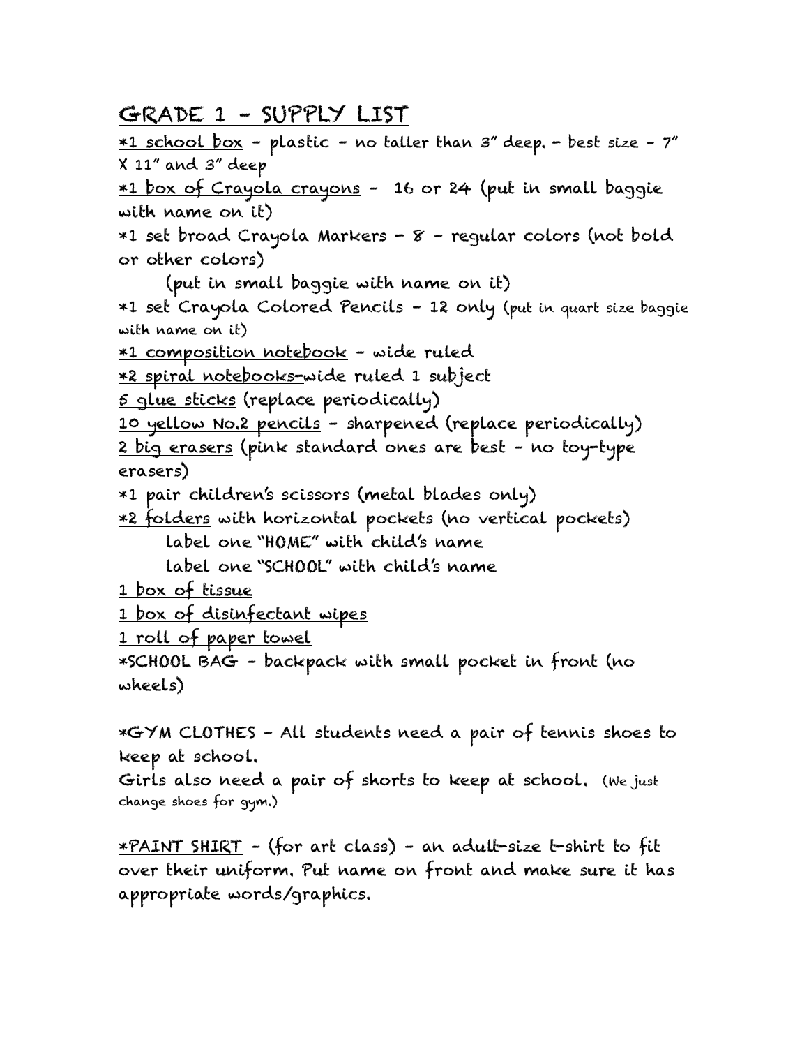# GRADE 1 – SUPPLY LIST

*1 school box – plastic – no taller than 3" deep. – best size – 7" X 11" and 3" deep

*1 box of Crayola crayons – 16 or 24 (put in small baggie with name on it)

*1 set broad Crayola Markers – 8 – regular colors (not bold or other colors)
(put in small baggie with name on it)

*1 set Crayola Colored Pencils – 12 only (put in quart size baggie with name on it)

*1 composition notebook – wide ruled

*2 spiral notebooks–wide ruled 1 subject

5 glue sticks (replace periodically)

10 yellow No.2 pencils – sharpened (replace periodically)

2 big erasers (pink standard ones are best – no toy-type erasers)

*1 pair children's scissors (metal blades only)

*2 folders with horizontal pockets (no vertical pockets)
label one "HOME" with child's name
label one "SCHOOL" with child's name

1 box of tissue

1 box of disinfectant wipes

1 roll of paper towel

*SCHOOL BAG – backpack with small pocket in front (no wheels)

*GYM CLOTHES – All students need a pair of tennis shoes to keep at school.
Girls also need a pair of shorts to keep at school. (We just change shoes for gym.)

*PAINT SHIRT – (for art class) – an adult-size t-shirt to fit over their uniform. Put name on front and make sure it has appropriate words/graphics.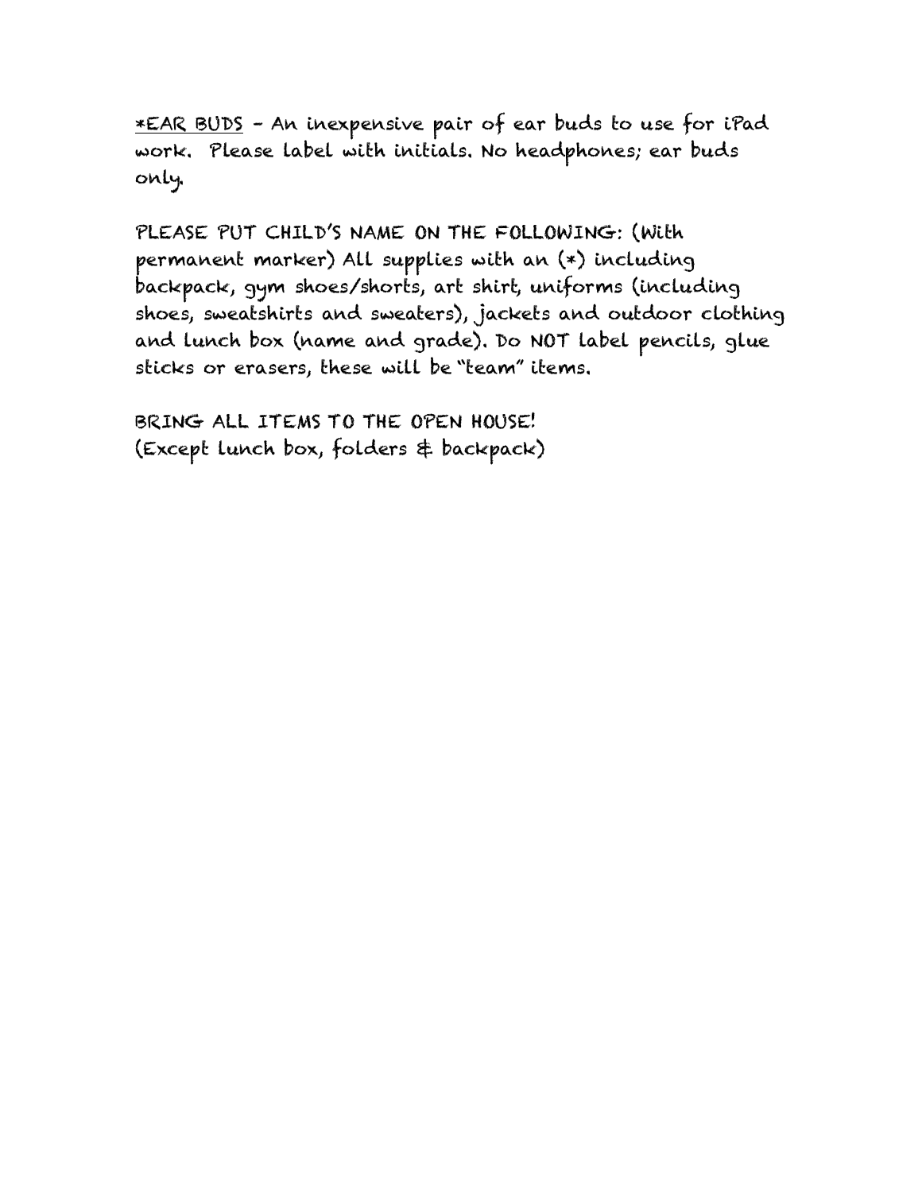<u>*EAR BUDS</u> - An inexpensive pair of ear buds to use for iPad work. Please label with initials. No headphones; ear buds only.

PLEASE PUT CHILD'S NAME ON THE FOLLOWING: (With permanent marker) All supplies with an (*) including backpack, gym shoes/shorts, art shirt, uniforms (including shoes, sweatshirts and sweaters), jackets and outdoor clothing and lunch box (name and grade). Do NOT label pencils, glue sticks or erasers, these will be "team" items.

BRING ALL ITEMS TO THE OPEN HOUSE!
(Except lunch box, folders & backpack)